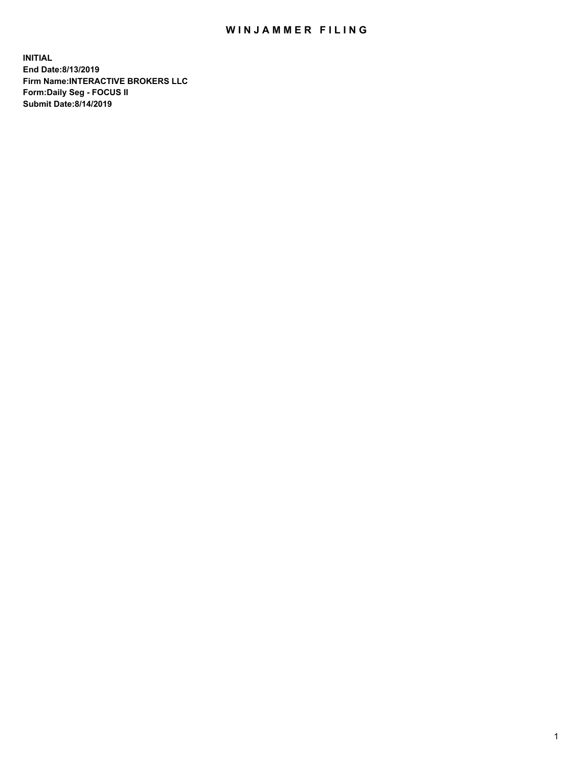# WINJAMMER FILING

**INITIAL**
**End Date:8/13/2019**
**Firm Name:INTERACTIVE BROKERS LLC**
**Form:Daily Seg - FOCUS II**
**Submit Date:8/14/2019**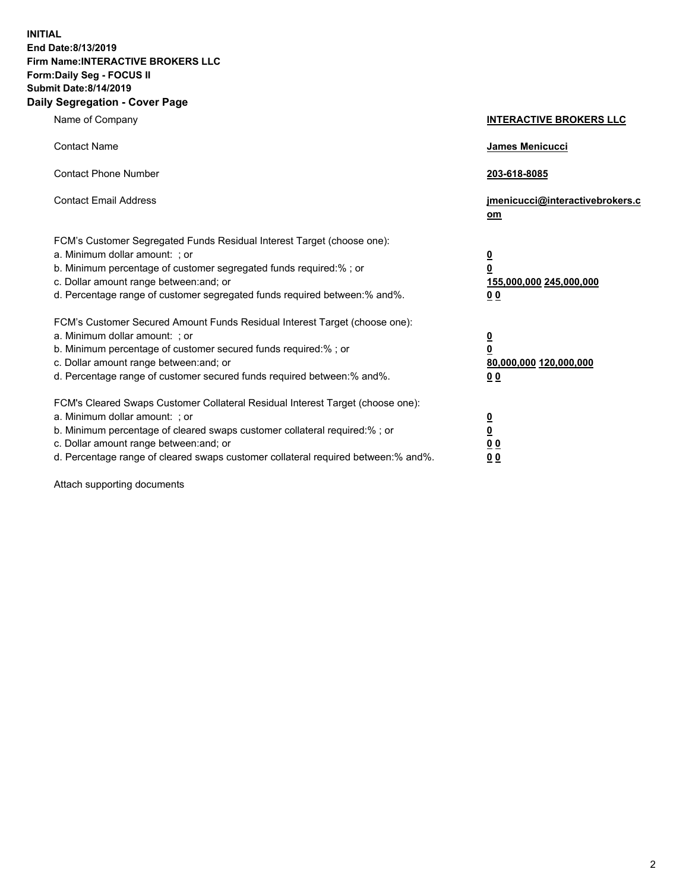**INITIAL**
**End Date:8/13/2019**
**Firm Name:INTERACTIVE BROKERS LLC**
**Form:Daily Seg - FOCUS II**
**Submit Date:8/14/2019**

## Daily Segregation - Cover Page

| | |
|---|---|
| Name of Company | **INTERACTIVE BROKERS LLC** |
| Contact Name | **James Menicucci** |
| Contact Phone Number | **203-618-8085** |
| Contact Email Address | **jmenicucci@interactivebrokers.com** |

FCM's Customer Segregated Funds Residual Interest Target (choose one):

| | |
|---|---|
| a. Minimum dollar amount: ; or | **0** |
| b. Minimum percentage of customer segregated funds required:% ; or | **0** |
| c. Dollar amount range between:and; or | **155,000,000 245,000,000** |
| d. Percentage range of customer segregated funds required between:% and%. | **0 0** |

FCM's Customer Secured Amount Funds Residual Interest Target (choose one):

| | |
|---|---|
| a. Minimum dollar amount: ; or | **0** |
| b. Minimum percentage of customer secured funds required:% ; or | **0** |
| c. Dollar amount range between:and; or | **80,000,000 120,000,000** |
| d. Percentage range of customer secured funds required between:% and%. | **0 0** |

FCM's Cleared Swaps Customer Collateral Residual Interest Target (choose one):

| | |
|---|---|
| a. Minimum dollar amount: ; or | **0** |
| b. Minimum percentage of cleared swaps customer collateral required:% ; or | **0** |
| c. Dollar amount range between:and; or | **0 0** |
| d. Percentage range of cleared swaps customer collateral required between:% and%. | **0 0** |

Attach supporting documents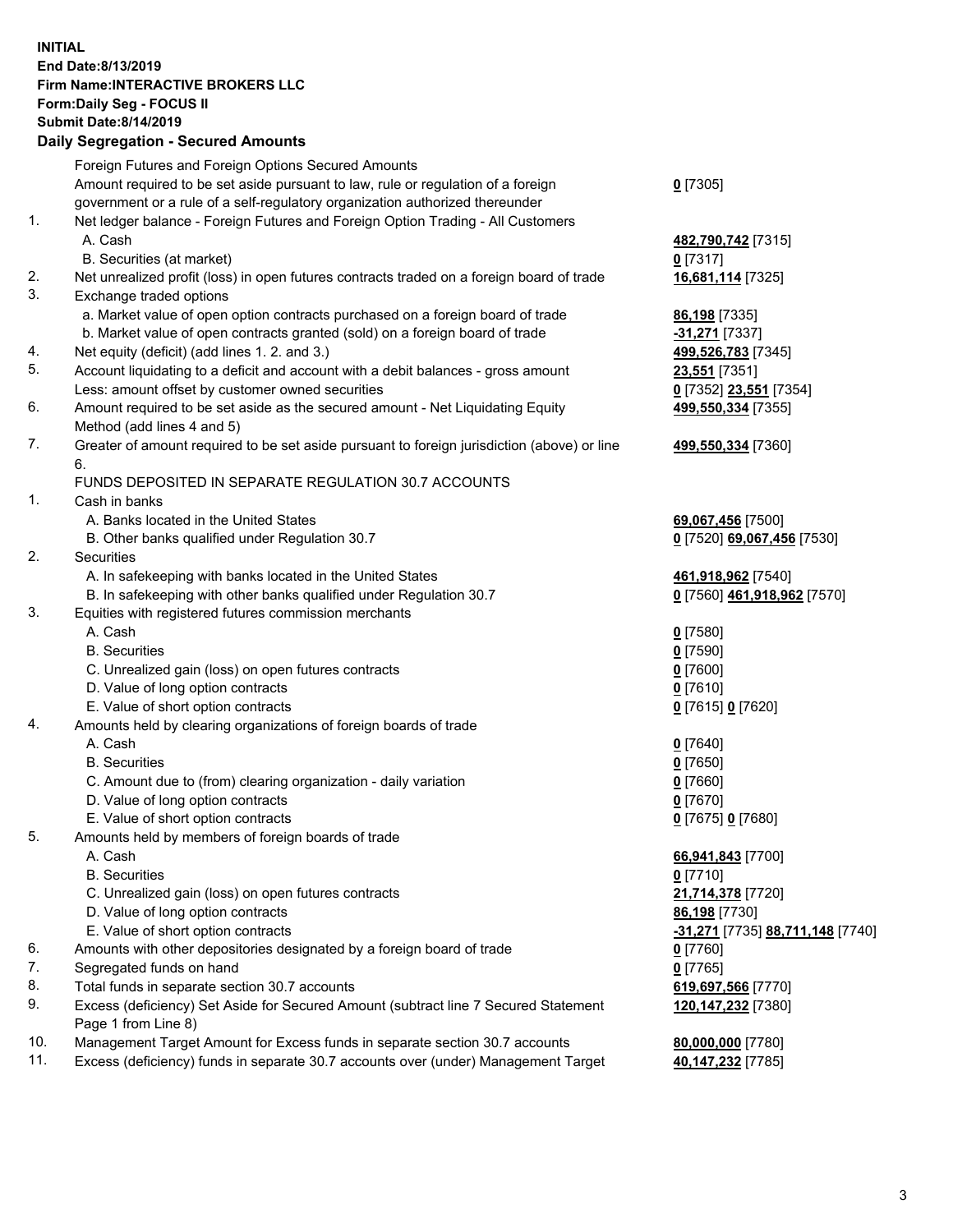**INITIAL**
**End Date:8/13/2019**
**Firm Name:INTERACTIVE BROKERS LLC**
**Form:Daily Seg - FOCUS II**
**Submit Date:8/14/2019**

### Daily Segregation - Secured Amounts

| | | |
|---|---|---|
| | Foreign Futures and Foreign Options Secured Amounts | |
| | Amount required to be set aside pursuant to law, rule or regulation of a foreign government or a rule of a self-regulatory organization authorized thereunder | **0** [7305] |
| 1. | Net ledger balance - Foreign Futures and Foreign Option Trading - All Customers | |
| | A. Cash | **482,790,742** [7315] |
| | B. Securities (at market) | **0** [7317] |
| 2. | Net unrealized profit (loss) in open futures contracts traded on a foreign board of trade | **16,681,114** [7325] |
| 3. | Exchange traded options | |
| | a. Market value of open option contracts purchased on a foreign board of trade | **86,198** [7335] |
| | b. Market value of open contracts granted (sold) on a foreign board of trade | **-31,271** [7337] |
| 4. | Net equity (deficit) (add lines 1. 2. and 3.) | **499,526,783** [7345] |
| 5. | Account liquidating to a deficit and account with a debit balances - gross amount | **23,551** [7351] |
| | Less: amount offset by customer owned securities | **0** [7352] **23,551** [7354] |
| 6. | Amount required to be set aside as the secured amount - Net Liquidating Equity Method (add lines 4 and 5) | **499,550,334** [7355] |
| 7. | Greater of amount required to be set aside pursuant to foreign jurisdiction (above) or line 6. | **499,550,334** [7360] |
| | FUNDS DEPOSITED IN SEPARATE REGULATION 30.7 ACCOUNTS | |
| 1. | Cash in banks | |
| | A. Banks located in the United States | **69,067,456** [7500] |
| | B. Other banks qualified under Regulation 30.7 | **0** [7520] **69,067,456** [7530] |
| 2. | Securities | |
| | A. In safekeeping with banks located in the United States | **461,918,962** [7540] |
| | B. In safekeeping with other banks qualified under Regulation 30.7 | **0** [7560] **461,918,962** [7570] |
| 3. | Equities with registered futures commission merchants | |
| | A. Cash | **0** [7580] |
| | B. Securities | **0** [7590] |
| | C. Unrealized gain (loss) on open futures contracts | **0** [7600] |
| | D. Value of long option contracts | **0** [7610] |
| | E. Value of short option contracts | **0** [7615] **0** [7620] |
| 4. | Amounts held by clearing organizations of foreign boards of trade | |
| | A. Cash | **0** [7640] |
| | B. Securities | **0** [7650] |
| | C. Amount due to (from) clearing organization - daily variation | **0** [7660] |
| | D. Value of long option contracts | **0** [7670] |
| | E. Value of short option contracts | **0** [7675] **0** [7680] |
| 5. | Amounts held by members of foreign boards of trade | |
| | A. Cash | **66,941,843** [7700] |
| | B. Securities | **0** [7710] |
| | C. Unrealized gain (loss) on open futures contracts | **21,714,378** [7720] |
| | D. Value of long option contracts | **86,198** [7730] |
| | E. Value of short option contracts | **-31,271** [7735] **88,711,148** [7740] |
| 6. | Amounts with other depositories designated by a foreign board of trade | **0** [7760] |
| 7. | Segregated funds on hand | **0** [7765] |
| 8. | Total funds in separate section 30.7 accounts | **619,697,566** [7770] |
| 9. | Excess (deficiency) Set Aside for Secured Amount (subtract line 7 Secured Statement Page 1 from Line 8) | **120,147,232** [7380] |
| 10. | Management Target Amount for Excess funds in separate section 30.7 accounts | **80,000,000** [7780] |
| 11. | Excess (deficiency) funds in separate 30.7 accounts over (under) Management Target | **40,147,232** [7785] |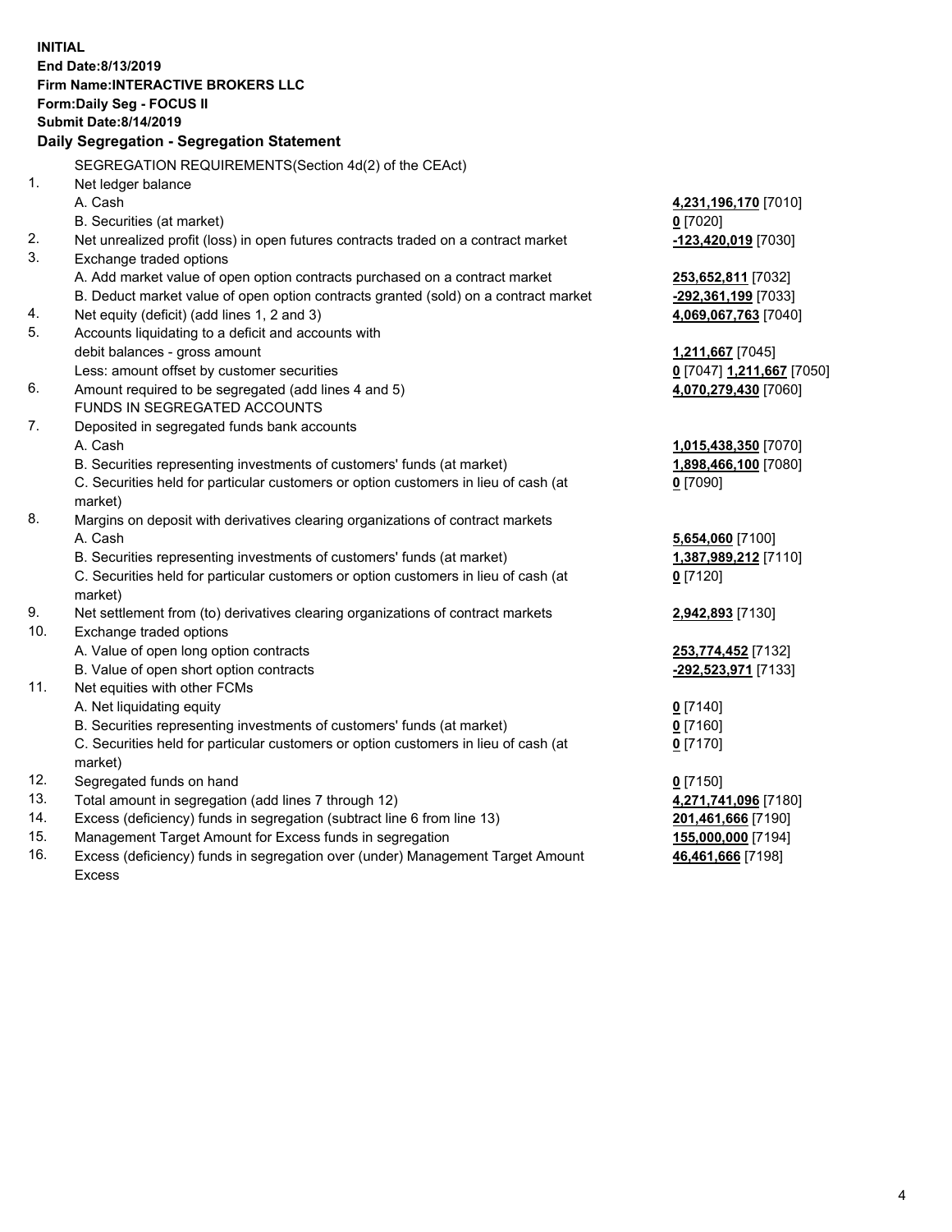**INITIAL**
**End Date:8/13/2019**
**Firm Name:INTERACTIVE BROKERS LLC**
**Form:Daily Seg - FOCUS II**
**Submit Date:8/14/2019**

## Daily Segregation - Segregation Statement

SEGREGATION REQUIREMENTS(Section 4d(2) of the CEAct)

| | | |
|---|---|---|
| 1. | Net ledger balance | |
| | A. Cash | **4,231,196,170** [7010] |
| | B. Securities (at market) | **0** [7020] |
| 2. | Net unrealized profit (loss) in open futures contracts traded on a contract market | **-123,420,019** [7030] |
| 3. | Exchange traded options | |
| | A. Add market value of open option contracts purchased on a contract market | **253,652,811** [7032] |
| | B. Deduct market value of open option contracts granted (sold) on a contract market | **-292,361,199** [7033] |
| 4. | Net equity (deficit) (add lines 1, 2 and 3) | **4,069,067,763** [7040] |
| 5. | Accounts liquidating to a deficit and accounts with debit balances - gross amount | **1,211,667** [7045] |
| | Less: amount offset by customer securities | **0** [7047] **1,211,667** [7050] |
| 6. | Amount required to be segregated (add lines 4 and 5) | **4,070,279,430** [7060] |
| | FUNDS IN SEGREGATED ACCOUNTS | |
| 7. | Deposited in segregated funds bank accounts | |
| | A. Cash | **1,015,438,350** [7070] |
| | B. Securities representing investments of customers' funds (at market) | **1,898,466,100** [7080] |
| | C. Securities held for particular customers or option customers in lieu of cash (at market) | **0** [7090] |
| 8. | Margins on deposit with derivatives clearing organizations of contract markets | |
| | A. Cash | **5,654,060** [7100] |
| | B. Securities representing investments of customers' funds (at market) | **1,387,989,212** [7110] |
| | C. Securities held for particular customers or option customers in lieu of cash (at market) | **0** [7120] |
| 9. | Net settlement from (to) derivatives clearing organizations of contract markets | **2,942,893** [7130] |
| 10. | Exchange traded options | |
| | A. Value of open long option contracts | **253,774,452** [7132] |
| | B. Value of open short option contracts | **-292,523,971** [7133] |
| 11. | Net equities with other FCMs | |
| | A. Net liquidating equity | **0** [7140] |
| | B. Securities representing investments of customers' funds (at market) | **0** [7160] |
| | C. Securities held for particular customers or option customers in lieu of cash (at market) | **0** [7170] |
| 12. | Segregated funds on hand | **0** [7150] |
| 13. | Total amount in segregation (add lines 7 through 12) | **4,271,741,096** [7180] |
| 14. | Excess (deficiency) funds in segregation (subtract line 6 from line 13) | **201,461,666** [7190] |
| 15. | Management Target Amount for Excess funds in segregation | **155,000,000** [7194] |
| 16. | Excess (deficiency) funds in segregation over (under) Management Target Amount Excess | **46,461,666** [7198] |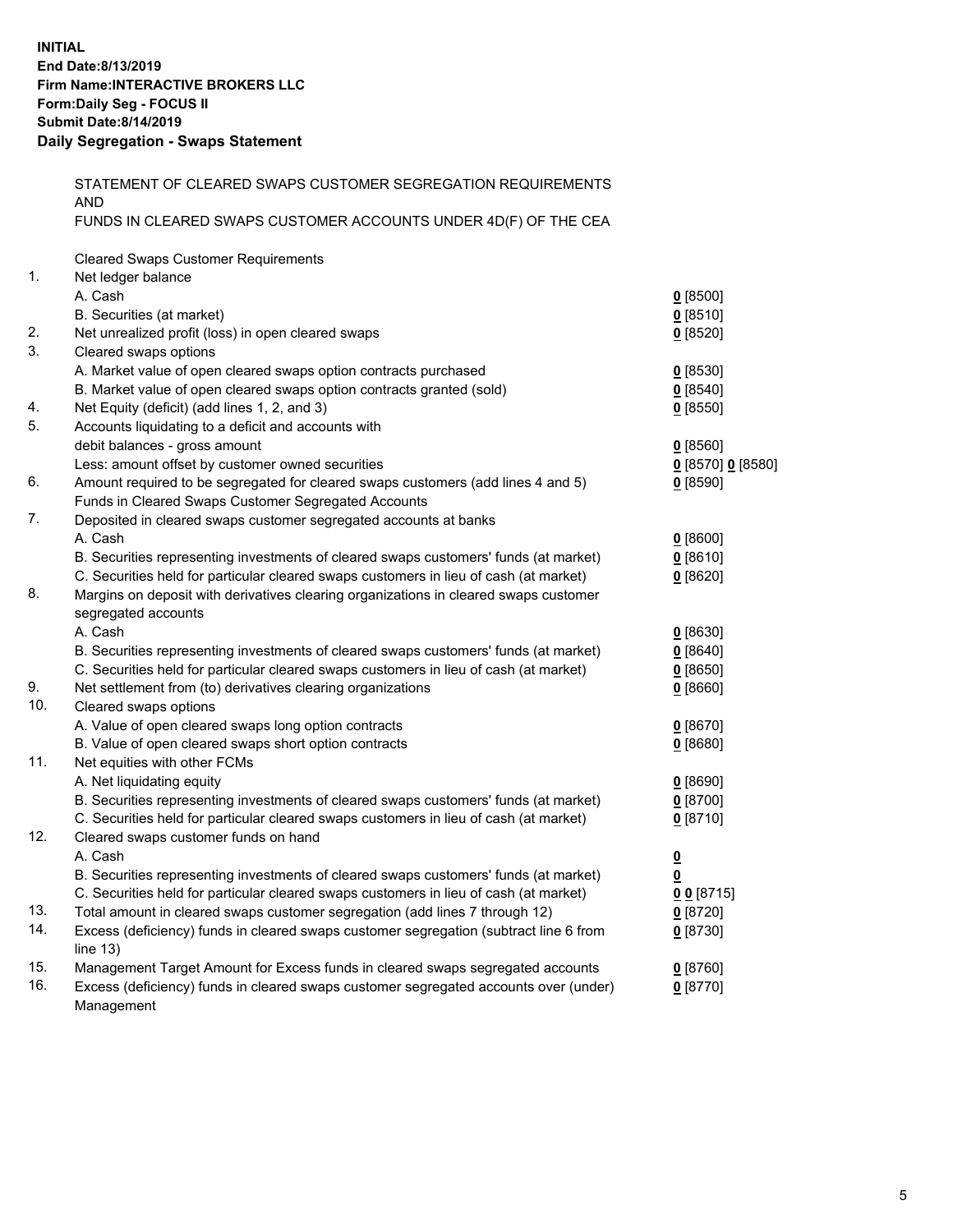**INITIAL**
**End Date:8/13/2019**
**Firm Name:INTERACTIVE BROKERS LLC**
**Form:Daily Seg - FOCUS II**
**Submit Date:8/14/2019**
**Daily Segregation - Swaps Statement**

STATEMENT OF CLEARED SWAPS CUSTOMER SEGREGATION REQUIREMENTS AND FUNDS IN CLEARED SWAPS CUSTOMER ACCOUNTS UNDER 4D(F) OF THE CEA

| | | |
|---|---|---|
| | Cleared Swaps Customer Requirements | |
| 1. | Net ledger balance | |
| | A. Cash | 0 [8500] |
| | B. Securities (at market) | 0 [8510] |
| 2. | Net unrealized profit (loss) in open cleared swaps | 0 [8520] |
| 3. | Cleared swaps options | |
| | A. Market value of open cleared swaps option contracts purchased | 0 [8530] |
| | B. Market value of open cleared swaps option contracts granted (sold) | 0 [8540] |
| 4. | Net Equity (deficit) (add lines 1, 2, and 3) | 0 [8550] |
| 5. | Accounts liquidating to a deficit and accounts with debit balances - gross amount | 0 [8560] |
| | Less: amount offset by customer owned securities | 0 [8570] 0 [8580] |
| 6. | Amount required to be segregated for cleared swaps customers (add lines 4 and 5) | 0 [8590] |
| | Funds in Cleared Swaps Customer Segregated Accounts | |
| 7. | Deposited in cleared swaps customer segregated accounts at banks | |
| | A. Cash | 0 [8600] |
| | B. Securities representing investments of cleared swaps customers' funds (at market) | 0 [8610] |
| | C. Securities held for particular cleared swaps customers in lieu of cash (at market) | 0 [8620] |
| 8. | Margins on deposit with derivatives clearing organizations in cleared swaps customer segregated accounts | |
| | A. Cash | 0 [8630] |
| | B. Securities representing investments of cleared swaps customers' funds (at market) | 0 [8640] |
| | C. Securities held for particular cleared swaps customers in lieu of cash (at market) | 0 [8650] |
| 9. | Net settlement from (to) derivatives clearing organizations | 0 [8660] |
| 10. | Cleared swaps options | |
| | A. Value of open cleared swaps long option contracts | 0 [8670] |
| | B. Value of open cleared swaps short option contracts | 0 [8680] |
| 11. | Net equities with other FCMs | |
| | A. Net liquidating equity | 0 [8690] |
| | B. Securities representing investments of cleared swaps customers' funds (at market) | 0 [8700] |
| | C. Securities held for particular cleared swaps customers in lieu of cash (at market) | 0 [8710] |
| 12. | Cleared swaps customer funds on hand | |
| | A. Cash | 0 |
| | B. Securities representing investments of cleared swaps customers' funds (at market) | 0 |
| | C. Securities held for particular cleared swaps customers in lieu of cash (at market) | 0 0 [8715] |
| 13. | Total amount in cleared swaps customer segregation (add lines 7 through 12) | 0 [8720] |
| 14. | Excess (deficiency) funds in cleared swaps customer segregation (subtract line 6 from line 13) | 0 [8730] |
| 15. | Management Target Amount for Excess funds in cleared swaps segregated accounts | 0 [8760] |
| 16. | Excess (deficiency) funds in cleared swaps customer segregated accounts over (under) Management | 0 [8770] |